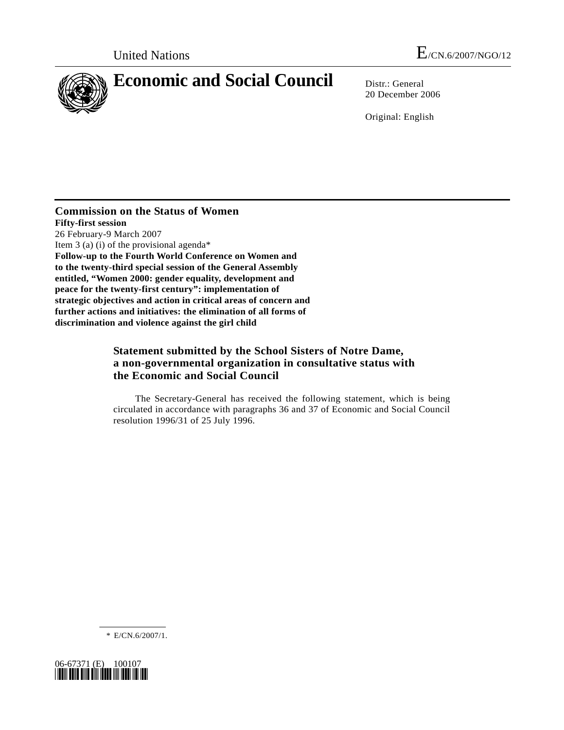United Nations E/CN.6/2007/NGO/12

# Economic and Social Council

Distr.: General
20 December 2006

Original: English

**Commission on the Status of Women**
**Fifty-first session**
26 February-9 March 2007
Item 3 (a) (i) of the provisional agenda*
**Follow-up to the Fourth World Conference on Women and to the twenty-third special session of the General Assembly entitled, "Women 2000: gender equality, development and peace for the twenty-first century": implementation of strategic objectives and action in critical areas of concern and further actions and initiatives: the elimination of all forms of discrimination and violence against the girl child**

## Statement submitted by the School Sisters of Notre Dame, a non-governmental organization in consultative status with the Economic and Social Council

The Secretary-General has received the following statement, which is being circulated in accordance with paragraphs 36 and 37 of Economic and Social Council resolution 1996/31 of 25 July 1996.

* E/CN.6/2007/1.

06-67371 (E) 100107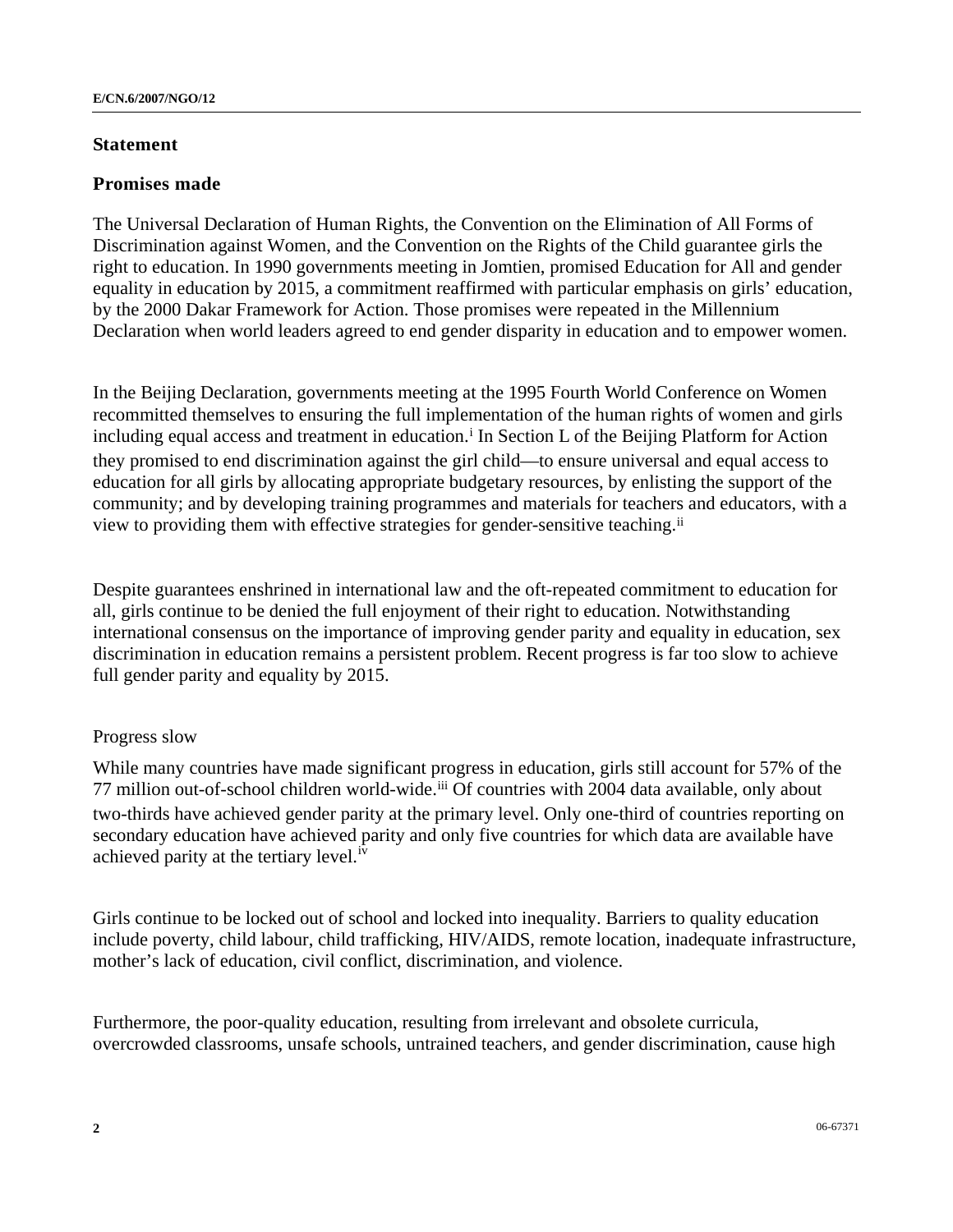## Statement

### Promises made

The Universal Declaration of Human Rights, the Convention on the Elimination of All Forms of Discrimination against Women, and the Convention on the Rights of the Child guarantee girls the right to education. In 1990 governments meeting in Jomtien, promised Education for All and gender equality in education by 2015, a commitment reaffirmed with particular emphasis on girls' education, by the 2000 Dakar Framework for Action. Those promises were repeated in the Millennium Declaration when world leaders agreed to end gender disparity in education and to empower women.

In the Beijing Declaration, governments meeting at the 1995 Fourth World Conference on Women recommitted themselves to ensuring the full implementation of the human rights of women and girls including equal access and treatment in education.[i] In Section L of the Beijing Platform for Action they promised to end discrimination against the girl child—to ensure universal and equal access to education for all girls by allocating appropriate budgetary resources, by enlisting the support of the community; and by developing training programmes and materials for teachers and educators, with a view to providing them with effective strategies for gender-sensitive teaching.[ii]

Despite guarantees enshrined in international law and the oft-repeated commitment to education for all, girls continue to be denied the full enjoyment of their right to education. Notwithstanding international consensus on the importance of improving gender parity and equality in education, sex discrimination in education remains a persistent problem. Recent progress is far too slow to achieve full gender parity and equality by 2015.

Progress slow

While many countries have made significant progress in education, girls still account for 57% of the 77 million out-of-school children world-wide.[iii] Of countries with 2004 data available, only about two-thirds have achieved gender parity at the primary level. Only one-third of countries reporting on secondary education have achieved parity and only five countries for which data are available have achieved parity at the tertiary level.[iv]

Girls continue to be locked out of school and locked into inequality. Barriers to quality education include poverty, child labour, child trafficking, HIV/AIDS, remote location, inadequate infrastructure, mother's lack of education, civil conflict, discrimination, and violence.

Furthermore, the poor-quality education, resulting from irrelevant and obsolete curricula, overcrowded classrooms, unsafe schools, untrained teachers, and gender discrimination, cause high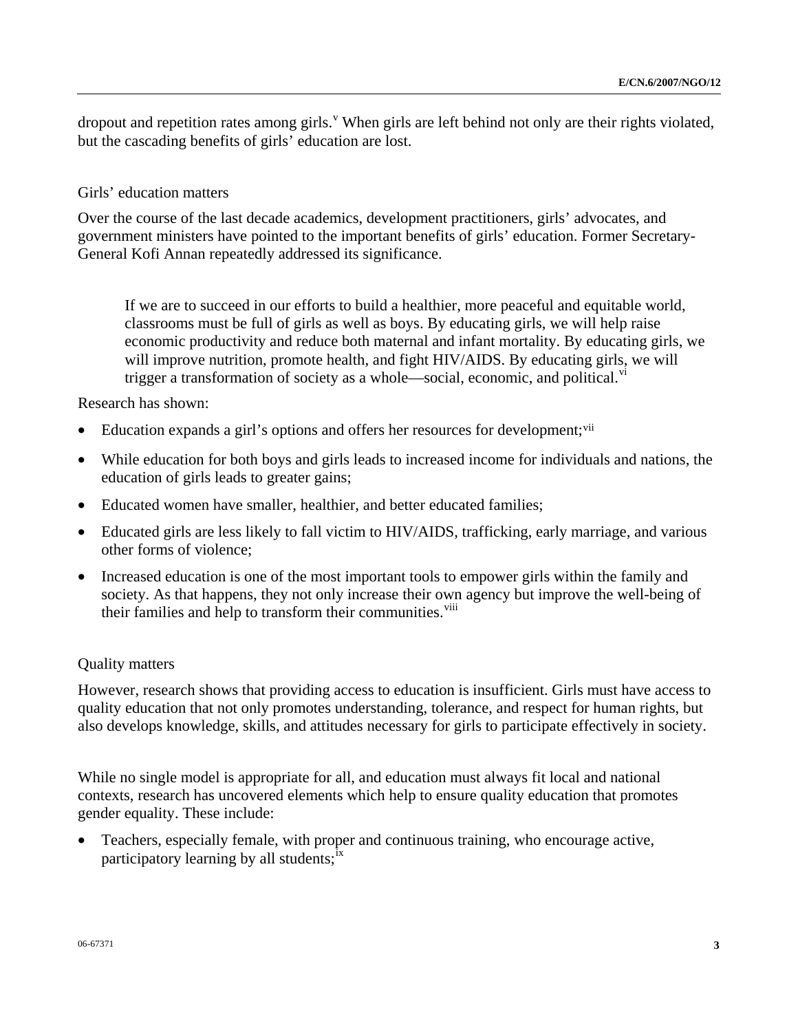dropout and repetition rates among girls.[v] When girls are left behind not only are their rights violated, but the cascading benefits of girls' education are lost.

### Girls' education matters

Over the course of the last decade academics, development practitioners, girls' advocates, and government ministers have pointed to the important benefits of girls' education. Former Secretary-General Kofi Annan repeatedly addressed its significance.

> If we are to succeed in our efforts to build a healthier, more peaceful and equitable world, classrooms must be full of girls as well as boys. By educating girls, we will help raise economic productivity and reduce both maternal and infant mortality. By educating girls, we will improve nutrition, promote health, and fight HIV/AIDS. By educating girls, we will trigger a transformation of society as a whole—social, economic, and political.[vi]

Research has shown:

- Education expands a girl's options and offers her resources for development;[vii]
- While education for both boys and girls leads to increased income for individuals and nations, the education of girls leads to greater gains;
- Educated women have smaller, healthier, and better educated families;
- Educated girls are less likely to fall victim to HIV/AIDS, trafficking, early marriage, and various other forms of violence;
- Increased education is one of the most important tools to empower girls within the family and society. As that happens, they not only increase their own agency but improve the well-being of their families and help to transform their communities.[viii]

### Quality matters

However, research shows that providing access to education is insufficient. Girls must have access to quality education that not only promotes understanding, tolerance, and respect for human rights, but also develops knowledge, skills, and attitudes necessary for girls to participate effectively in society.

While no single model is appropriate for all, and education must always fit local and national contexts, research has uncovered elements which help to ensure quality education that promotes gender equality. These include:

- Teachers, especially female, with proper and continuous training, who encourage active, participatory learning by all students;[ix]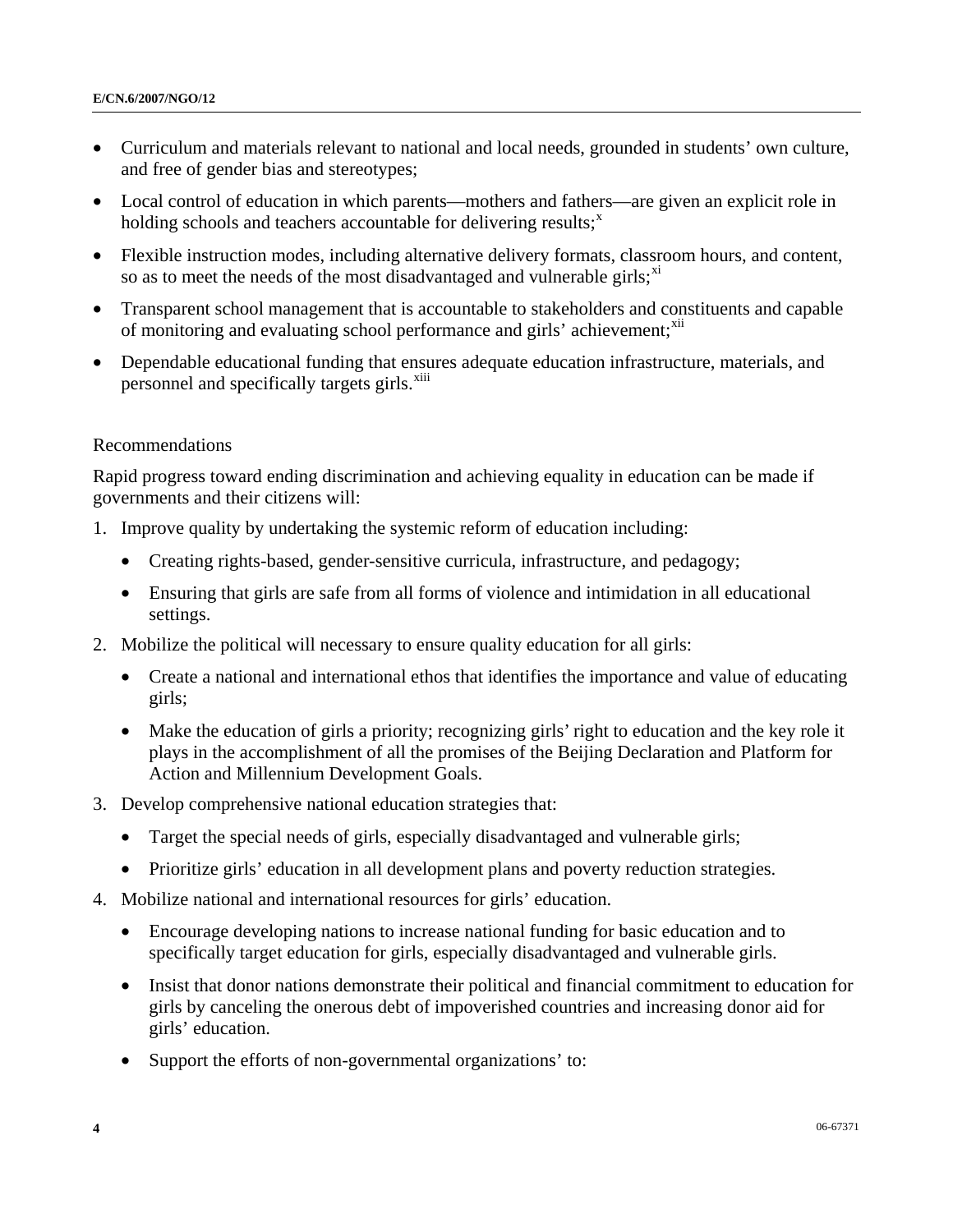- Curriculum and materials relevant to national and local needs, grounded in students' own culture, and free of gender bias and stereotypes;
- Local control of education in which parents—mothers and fathers—are given an explicit role in holding schools and teachers accountable for delivering results;[x]
- Flexible instruction modes, including alternative delivery formats, classroom hours, and content, so as to meet the needs of the most disadvantaged and vulnerable girls;[xi]
- Transparent school management that is accountable to stakeholders and constituents and capable of monitoring and evaluating school performance and girls' achievement;[xii]
- Dependable educational funding that ensures adequate education infrastructure, materials, and personnel and specifically targets girls.[xiii]

Recommendations

Rapid progress toward ending discrimination and achieving equality in education can be made if governments and their citizens will:

1. Improve quality by undertaking the systemic reform of education including:
    - Creating rights-based, gender-sensitive curricula, infrastructure, and pedagogy;
    - Ensuring that girls are safe from all forms of violence and intimidation in all educational settings.
2. Mobilize the political will necessary to ensure quality education for all girls:
    - Create a national and international ethos that identifies the importance and value of educating girls;
    - Make the education of girls a priority; recognizing girls' right to education and the key role it plays in the accomplishment of all the promises of the Beijing Declaration and Platform for Action and Millennium Development Goals.
3. Develop comprehensive national education strategies that:
    - Target the special needs of girls, especially disadvantaged and vulnerable girls;
    - Prioritize girls' education in all development plans and poverty reduction strategies.
4. Mobilize national and international resources for girls' education.
    - Encourage developing nations to increase national funding for basic education and to specifically target education for girls, especially disadvantaged and vulnerable girls.
    - Insist that donor nations demonstrate their political and financial commitment to education for girls by canceling the onerous debt of impoverished countries and increasing donor aid for girls' education.
    - Support the efforts of non-governmental organizations' to: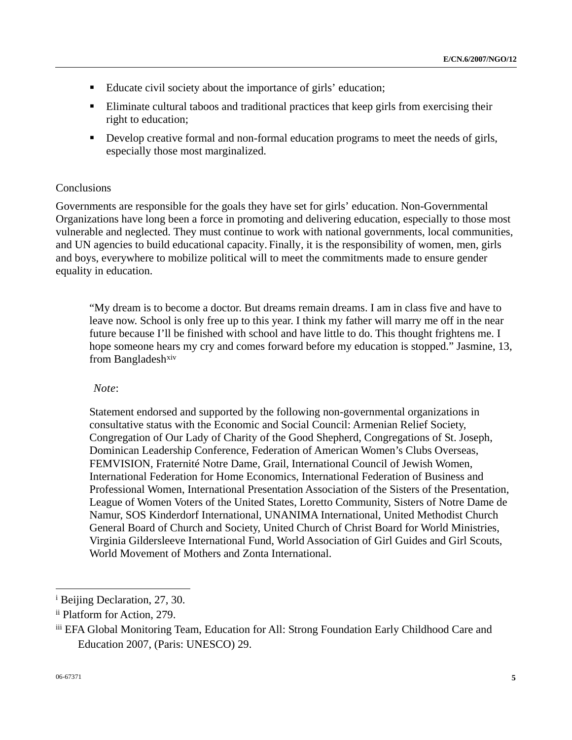- Educate civil society about the importance of girls' education;
- Eliminate cultural taboos and traditional practices that keep girls from exercising their right to education;
- Develop creative formal and non-formal education programs to meet the needs of girls, especially those most marginalized.

Conclusions

Governments are responsible for the goals they have set for girls' education. Non-Governmental Organizations have long been a force in promoting and delivering education, especially to those most vulnerable and neglected. They must continue to work with national governments, local communities, and UN agencies to build educational capacity. Finally, it is the responsibility of women, men, girls and boys, everywhere to mobilize political will to meet the commitments made to ensure gender equality in education.

> "My dream is to become a doctor. But dreams remain dreams. I am in class five and have to leave now. School is only free up to this year. I think my father will marry me off in the near future because I'll be finished with school and have little to do. This thought frightens me. I hope someone hears my cry and comes forward before my education is stopped." Jasmine, 13, from Bangladesh[xiv]

*Note*:

Statement endorsed and supported by the following non-governmental organizations in consultative status with the Economic and Social Council: Armenian Relief Society, Congregation of Our Lady of Charity of the Good Shepherd, Congregations of St. Joseph, Dominican Leadership Conference, Federation of American Women's Clubs Overseas, FEMVISION, Fraternité Notre Dame, Grail, International Council of Jewish Women, International Federation for Home Economics, International Federation of Business and Professional Women, International Presentation Association of the Sisters of the Presentation, League of Women Voters of the United States, Loretto Community, Sisters of Notre Dame de Namur, SOS Kinderdorf International, UNANIMA International, United Methodist Church General Board of Church and Society, United Church of Christ Board for World Ministries, Virginia Gildersleeve International Fund, World Association of Girl Guides and Girl Scouts, World Movement of Mothers and Zonta International.

---

[i] Beijing Declaration, 27, 30.

[ii] Platform for Action, 279.

[iii] EFA Global Monitoring Team, Education for All: Strong Foundation Early Childhood Care and Education 2007, (Paris: UNESCO) 29.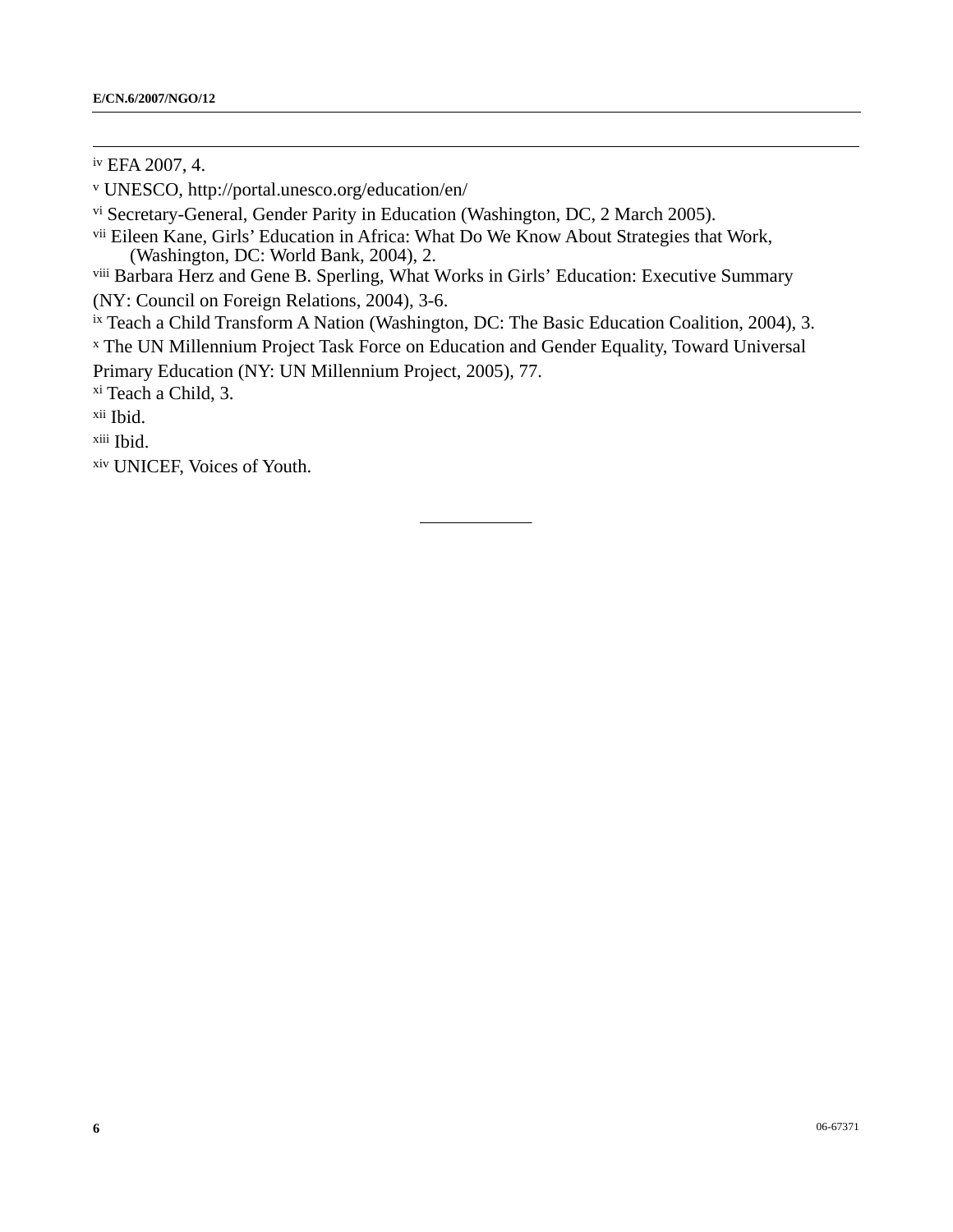[iv] EFA 2007, 4.

[v] UNESCO, http://portal.unesco.org/education/en/

[vi] Secretary-General, Gender Parity in Education (Washington, DC, 2 March 2005).

[vii] Eileen Kane, Girls' Education in Africa: What Do We Know About Strategies that Work, (Washington, DC: World Bank, 2004), 2.

[viii] Barbara Herz and Gene B. Sperling, What Works in Girls' Education: Executive Summary (NY: Council on Foreign Relations, 2004), 3-6.

[ix] Teach a Child Transform A Nation (Washington, DC: The Basic Education Coalition, 2004), 3.

[x] The UN Millennium Project Task Force on Education and Gender Equality, Toward Universal Primary Education (NY: UN Millennium Project, 2005), 77.

[xi] Teach a Child, 3.

[xii] Ibid.

[xiii] Ibid.

[xiv] UNICEF, Voices of Youth.